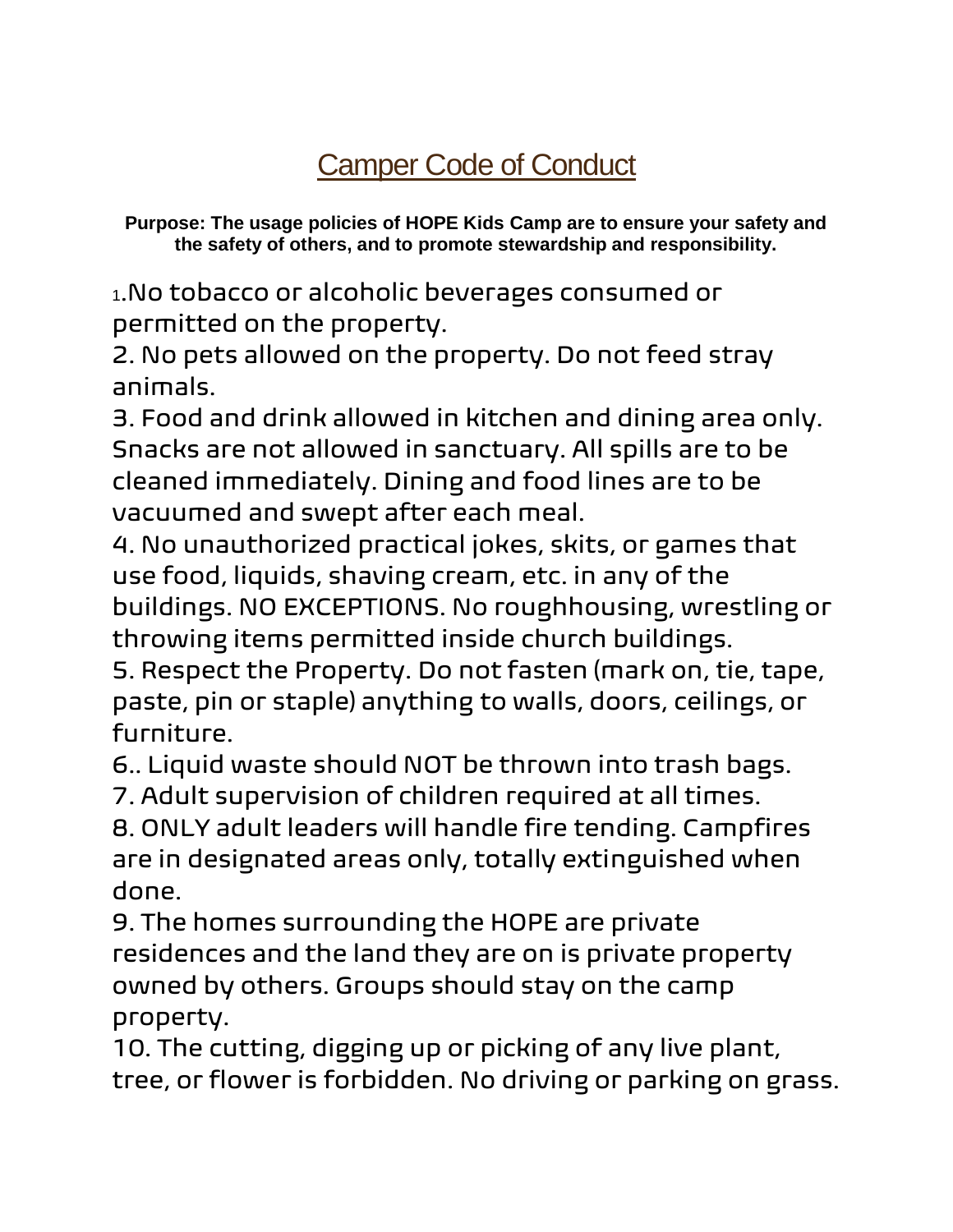# Camper Code of Conduct

**Purpose: The usage policies of HOPE Kids Camp are to ensure your safety and the safety of others, and to promote stewardship and responsibility.**

1.No tobacco or alcoholic beverages consumed or permitted on the property.
2. No pets allowed on the property. Do not feed stray animals.
3. Food and drink allowed in kitchen and dining area only. Snacks are not allowed in sanctuary. All spills are to be cleaned immediately. Dining and food lines are to be vacuumed and swept after each meal.
4. No unauthorized practical jokes, skits, or games that use food, liquids, shaving cream, etc. in any of the buildings. NO EXCEPTIONS. No roughhousing, wrestling or throwing items permitted inside church buildings.
5. Respect the Property. Do not fasten (mark on, tie, tape, paste, pin or staple) anything to walls, doors, ceilings, or furniture.
6.. Liquid waste should NOT be thrown into trash bags.
7. Adult supervision of children required at all times.
8. ONLY adult leaders will handle fire tending. Campfires are in designated areas only, totally extinguished when done.
9. The homes surrounding the HOPE are private residences and the land they are on is private property owned by others. Groups should stay on the camp property.
10. The cutting, digging up or picking of any live plant, tree, or flower is forbidden. No driving or parking on grass.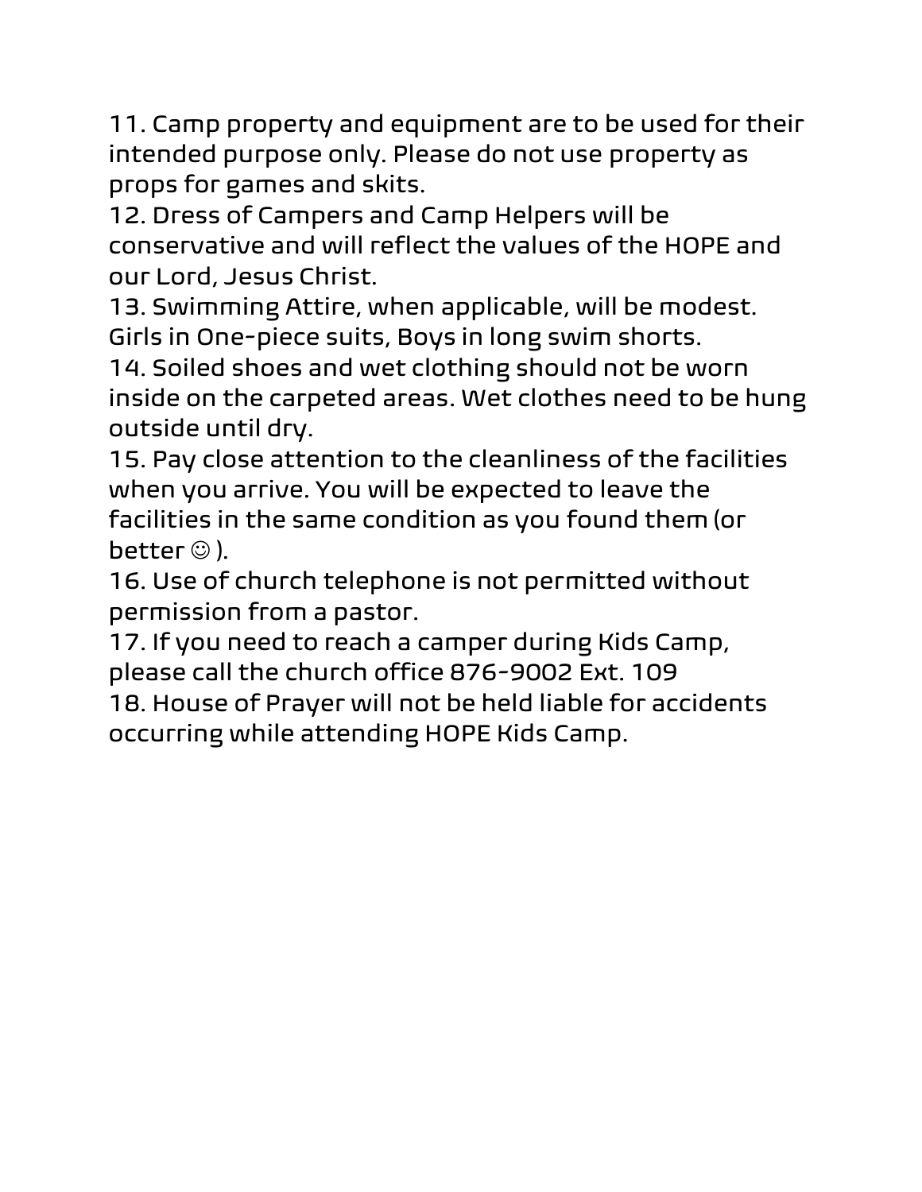11. Camp property and equipment are to be used for their intended purpose only. Please do not use property as props for games and skits.
12. Dress of Campers and Camp Helpers will be conservative and will reflect the values of the HOPE and our Lord, Jesus Christ.
13. Swimming Attire, when applicable, will be modest. Girls in One-piece suits, Boys in long swim shorts.
14. Soiled shoes and wet clothing should not be worn inside on the carpeted areas. Wet clothes need to be hung outside until dry.
15. Pay close attention to the cleanliness of the facilities when you arrive. You will be expected to leave the facilities in the same condition as you found them (or better ☺ ).
16. Use of church telephone is not permitted without permission from a pastor.
17. If you need to reach a camper during Kids Camp, please call the church office 876-9002 Ext. 109
18. House of Prayer will not be held liable for accidents occurring while attending HOPE Kids Camp.